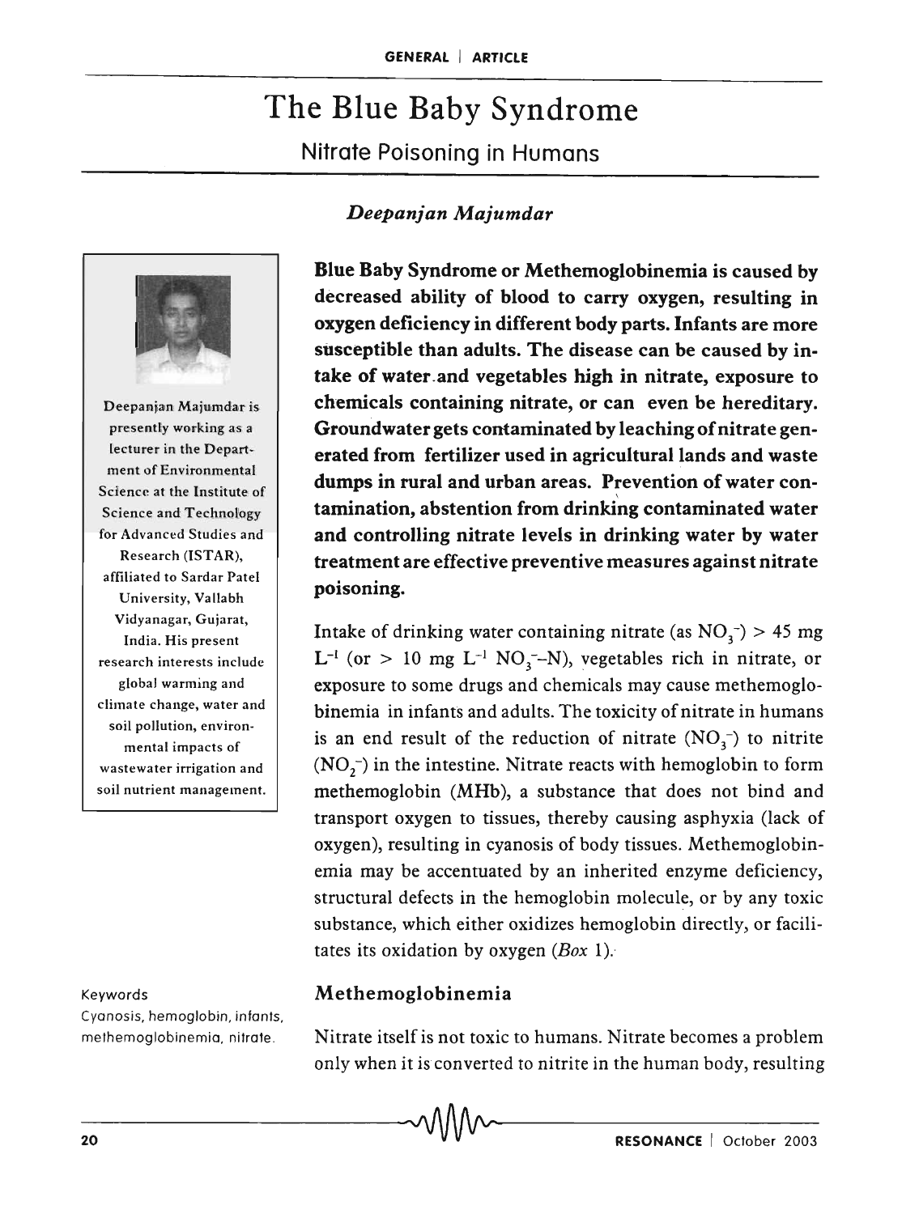# The Blue Baby Syndrome

## Nitrate Poisoning in Humans

*Deepanjan Majumdar*

Deepanjan Majumdar is presently working as a lecturer in the Department of Environmental Science at the Institute of Science and Technology for Advanced Studies and Research (ISTAR), affiliated to Sardar Patel University, Vallabh Vidyanagar, Gujarat, India. His present research interests include global warming and climate change, water and soil pollution, environmental impacts of wastewater irrigation and soil nutrient management.

**Blue Baby Syndrome or Methemoglobinemia is caused by decreased ability of blood to carry oxygen, resulting in oxygen deficiency in different body parts. Infants are more susceptible than adults. The disease can be caused by intake of water and vegetables high in nitrate, exposure to chemicals containing nitrate, or can even be hereditary. Groundwater gets contaminated by leaching of nitrate generated from fertilizer used in agricultural lands and waste dumps in rural and urban areas. Prevention of water contamination, abstention from drinking contaminated water and controlling nitrate levels in drinking water by water treatment are effective preventive measures against nitrate poisoning.**

Intake of drinking water containing nitrate (as $NO_3^-$) > 45 mg $L^{-1}$ (or > 10 mg $L^{-1}$ $NO_3^-$–N), vegetables rich in nitrate, or exposure to some drugs and chemicals may cause methemoglobinemia in infants and adults. The toxicity of nitrate in humans is an end result of the reduction of nitrate ($NO_3^-$) to nitrite ($NO_2^-$) in the intestine. Nitrate reacts with hemoglobin to form methemoglobin (MHb), a substance that does not bind and transport oxygen to tissues, thereby causing asphyxia (lack of oxygen), resulting in cyanosis of body tissues. Methemoglobinemia may be accentuated by an inherited enzyme deficiency, structural defects in the hemoglobin molecule, or by any toxic substance, which either oxidizes hemoglobin directly, or facilitates its oxidation by oxygen (*Box* 1).

Keywords

Cyanosis, hemoglobin, infants, methemoglobinemia, nitrate.

## Methemoglobinemia

Nitrate itself is not toxic to humans. Nitrate becomes a problem only when it is converted to nitrite in the human body, resulting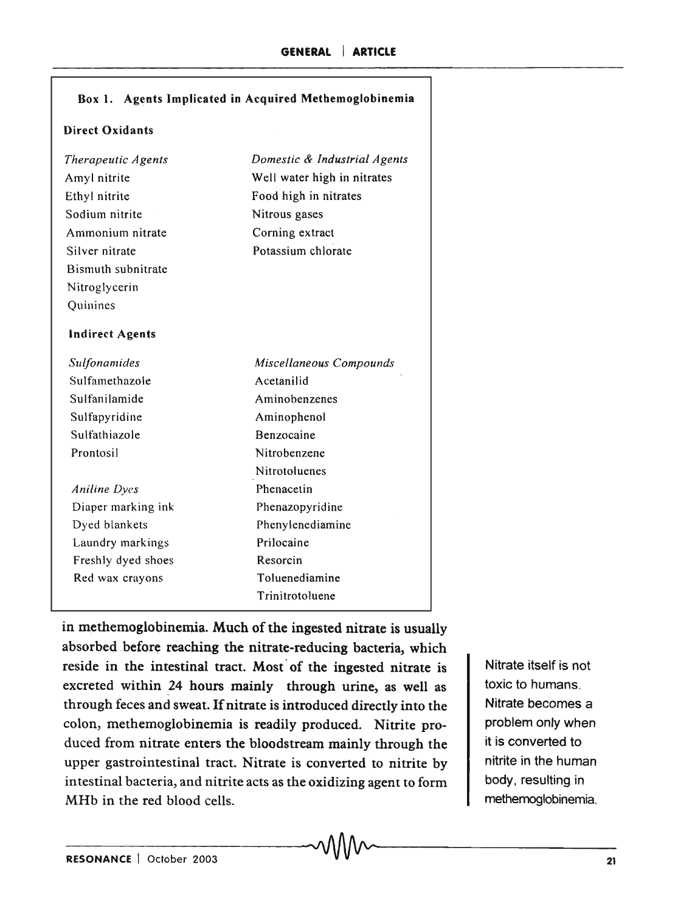**Box 1. Agents Implicated in Acquired Methemoglobinemia**

**Direct Oxidants**

| *Therapeutic Agents* | *Domestic & Industrial Agents* |
|---|---|
| Amyl nitrite | Well water high in nitrates |
| Ethyl nitrite | Food high in nitrates |
| Sodium nitrite | Nitrous gases |
| Ammonium nitrate | Corning extract |
| Silver nitrate | Potassium chlorate |
| Bismuth subnitrate | |
| Nitroglycerin | |
| Quinines | |

**Indirect Agents**

| *Sulfonamides* | *Miscellaneous Compounds* |
|---|---|
| Sulfamethazole | Acetanilid |
| Sulfanilamide | Aminobenzenes |
| Sulfapyridine | Aminophenol |
| Sulfathiazole | Benzocaine |
| Prontosil | Nitrobenzene |
| | Nitrotoluenes |
| *Aniline Dyes* | Phenacetin |
| Diaper marking ink | Phenazopyridine |
| Dyed blankets | Phenylenediamine |
| Laundry markings | Prilocaine |
| Freshly dyed shoes | Resorcin |
| Red wax crayons | Toluenediamine |
| | Trinitrotoluene |

in methemoglobinemia. Much of the ingested nitrate is usually absorbed before reaching the nitrate-reducing bacteria, which reside in the intestinal tract. Most of the ingested nitrate is excreted within 24 hours mainly through urine, as well as through feces and sweat. If nitrate is introduced directly into the colon, methemoglobinemia is readily produced. Nitrite produced from nitrate enters the bloodstream mainly through the upper gastrointestinal tract. Nitrate is converted to nitrite by intestinal bacteria, and nitrite acts as the oxidizing agent to form MHb in the red blood cells.

Nitrate itself is not toxic to humans. Nitrate becomes a problem only when it is converted to nitrite in the human body, resulting in methemoglobinemia.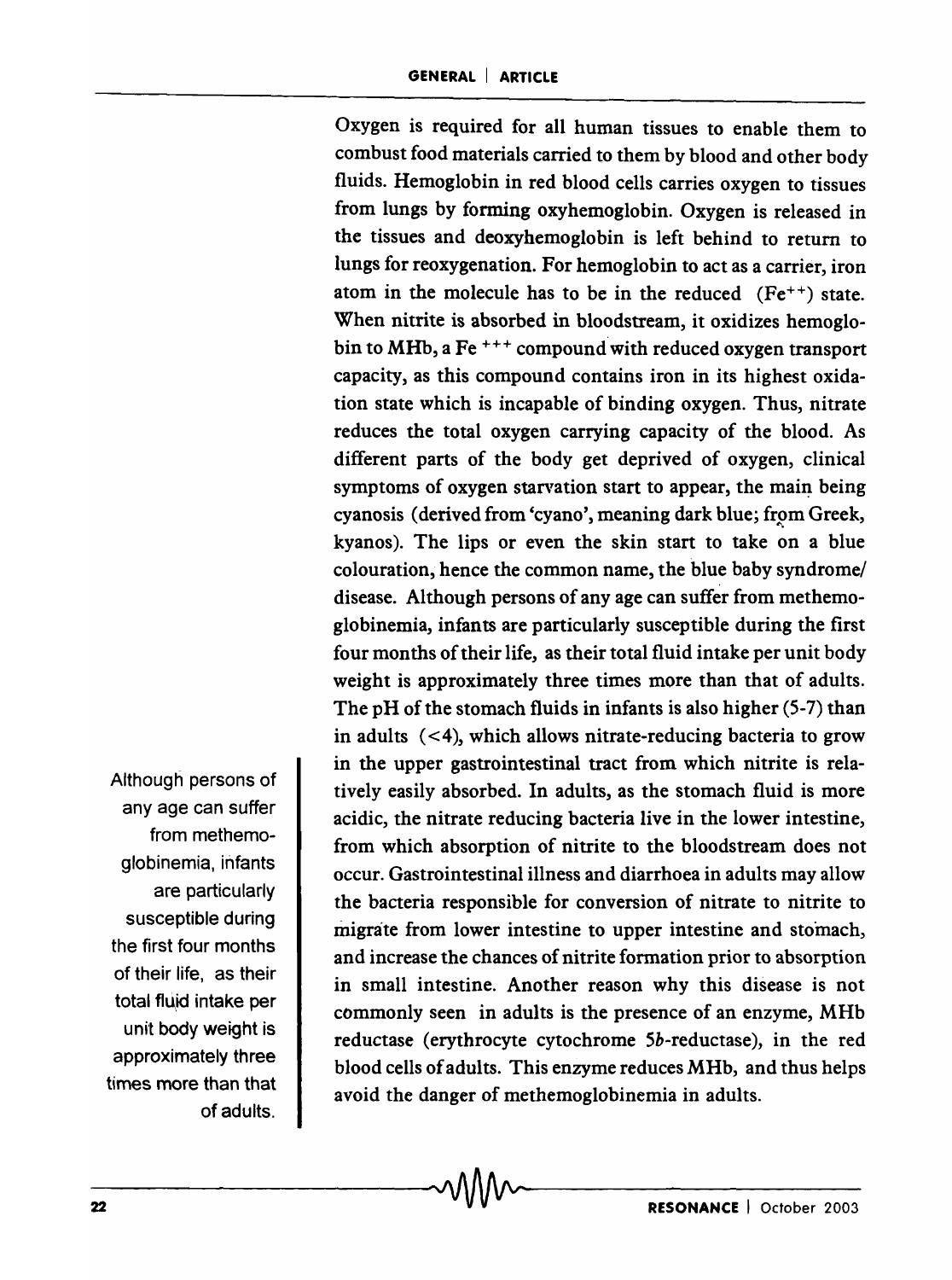Oxygen is required for all human tissues to enable them to combust food materials carried to them by blood and other body fluids. Hemoglobin in red blood cells carries oxygen to tissues from lungs by forming oxyhemoglobin. Oxygen is released in the tissues and deoxyhemoglobin is left behind to return to lungs for reoxygenation. For hemoglobin to act as a carrier, iron atom in the molecule has to be in the reduced ($Fe^{++}$) state. When nitrite is absorbed in bloodstream, it oxidizes hemoglobin to MHb, a $Fe^{+++}$ compound with reduced oxygen transport capacity, as this compound contains iron in its highest oxidation state which is incapable of binding oxygen. Thus, nitrate reduces the total oxygen carrying capacity of the blood. As different parts of the body get deprived of oxygen, clinical symptoms of oxygen starvation start to appear, the main being cyanosis (derived from 'cyano', meaning dark blue; from Greek, kyanos). The lips or even the skin start to take on a blue colouration, hence the common name, the blue baby syndrome/disease. Although persons of any age can suffer from methemoglobinemia, infants are particularly susceptible during the first four months of their life, as their total fluid intake per unit body weight is approximately three times more than that of adults. The pH of the stomach fluids in infants is also higher (5-7) than in adults (<4), which allows nitrate-reducing bacteria to grow in the upper gastrointestinal tract from which nitrite is relatively easily absorbed. In adults, as the stomach fluid is more acidic, the nitrate reducing bacteria live in the lower intestine, from which absorption of nitrite to the bloodstream does not occur. Gastrointestinal illness and diarrhoea in adults may allow the bacteria responsible for conversion of nitrate to nitrite to migrate from lower intestine to upper intestine and stomach, and increase the chances of nitrite formation prior to absorption in small intestine. Another reason why this disease is not commonly seen in adults is the presence of an enzyme, MHb reductase (erythrocyte cytochrome 5*b*-reductase), in the red blood cells of adults. This enzyme reduces MHb, and thus helps avoid the danger of methemoglobinemia in adults.

Although persons of any age can suffer from methemoglobinemia, infants are particularly susceptible during the first four months of their life, as their total fluid intake per unit body weight is approximately three times more than that of adults.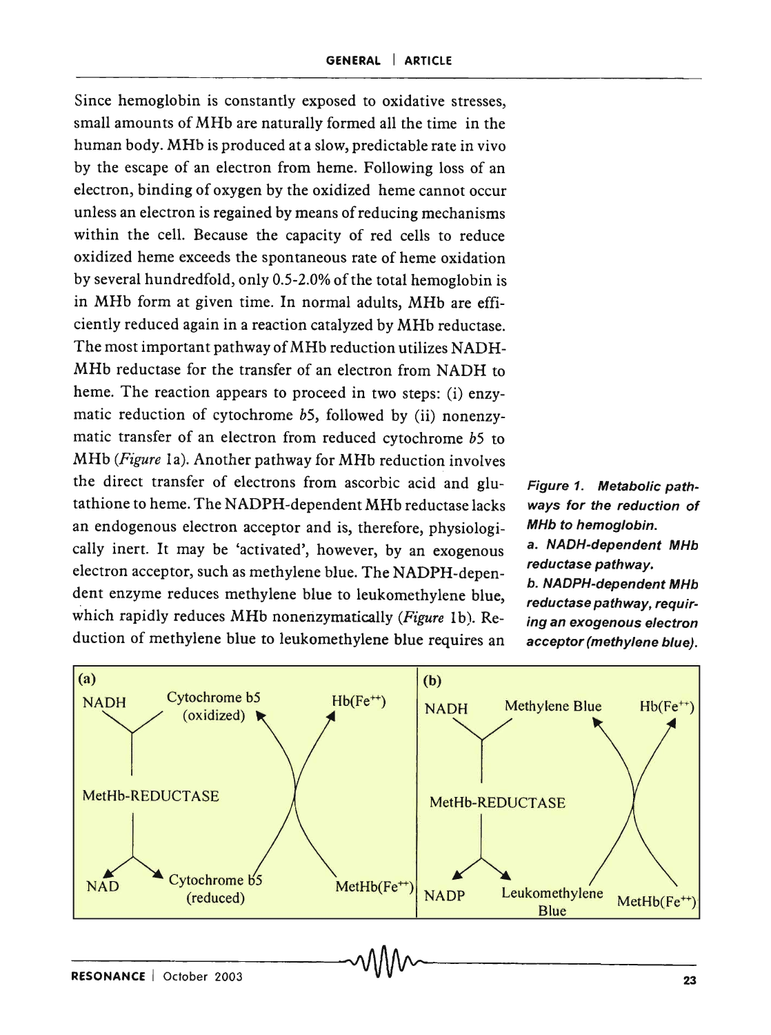Since hemoglobin is constantly exposed to oxidative stresses, small amounts of MHb are naturally formed all the time in the human body. MHb is produced at a slow, predictable rate in vivo by the escape of an electron from heme. Following loss of an electron, binding of oxygen by the oxidized heme cannot occur unless an electron is regained by means of reducing mechanisms within the cell. Because the capacity of red cells to reduce oxidized heme exceeds the spontaneous rate of heme oxidation by several hundredfold, only 0.5-2.0% of the total hemoglobin is in MHb form at given time. In normal adults, MHb are efficiently reduced again in a reaction catalyzed by MHb reductase. The most important pathway of MHb reduction utilizes NADH-MHb reductase for the transfer of an electron from NADH to heme. The reaction appears to proceed in two steps: (i) enzymatic reduction of cytochrome *b*5, followed by (ii) nonenzymatic transfer of an electron from reduced cytochrome *b*5 to MHb (*Figure* 1a). Another pathway for MHb reduction involves the direct transfer of electrons from ascorbic acid and glutathione to heme. The NADPH-dependent MHb reductase lacks an endogenous electron acceptor and is, therefore, physiologically inert. It may be 'activated', however, by an exogenous electron acceptor, such as methylene blue. The NADPH-dependent enzyme reduces methylene blue to leukomethylene blue, which rapidly reduces MHb nonenzymatically (*Figure* 1b). Reduction of methylene blue to leukomethylene blue requires an

**Figure 1. Metabolic pathways for the reduction of MHb to hemoglobin.**
**a. NADH-dependent MHb reductase pathway.**
**b. NADPH-dependent MHb reductase pathway, requiring an exogenous electron acceptor (methylene blue).**

(a) NADH → MetHb-REDUCTASE → NAD; Cytochrome b5 (oxidized) → Cytochrome b5 (reduced); MetHb($Fe^{++}$) → Hb($Fe^{++}$)

(b) NADH → MetHb-REDUCTASE → NADP; Methylene Blue → Leukomethylene Blue; MetHb($Fe^{++}$) → Hb($Fe^{++}$)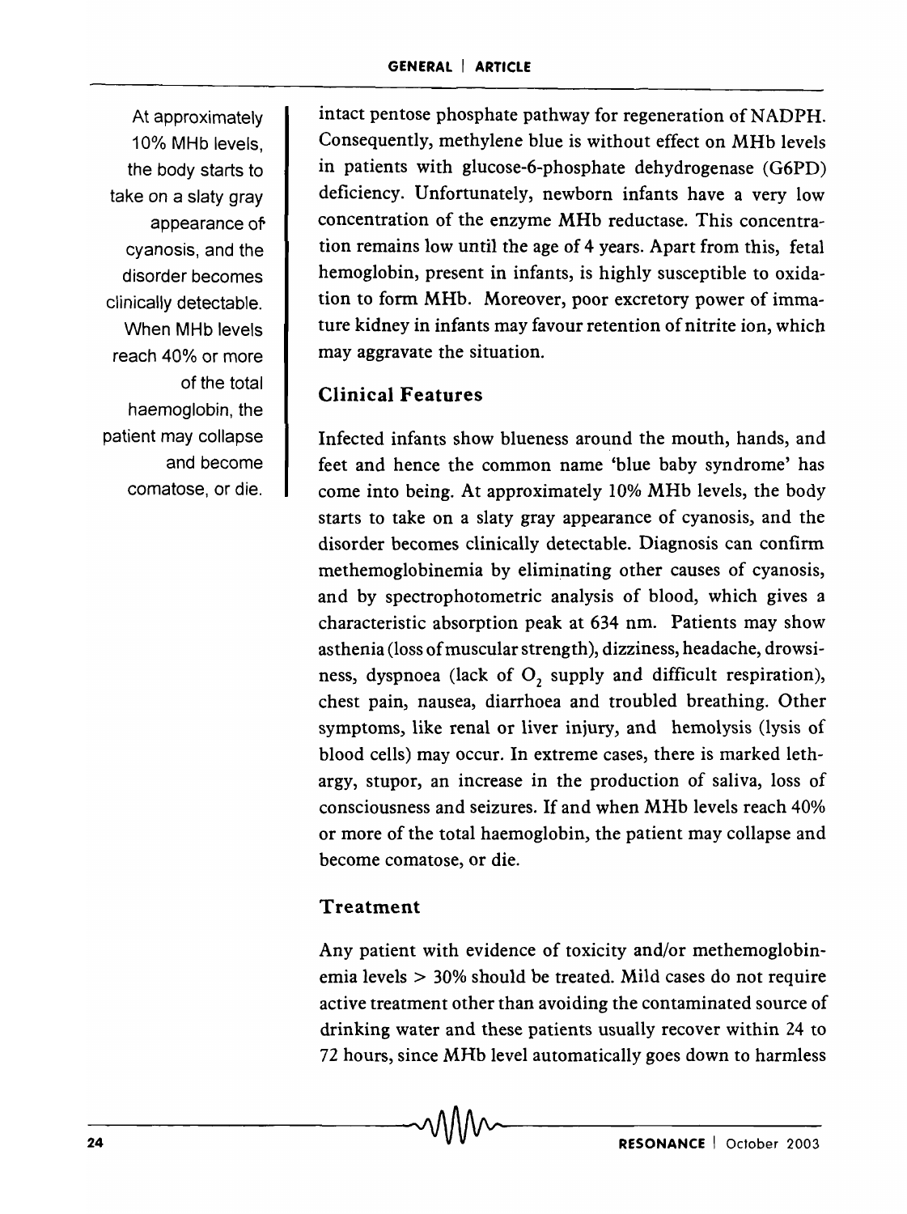At approximately 10% MHb levels, the body starts to take on a slaty gray appearance of cyanosis, and the disorder becomes clinically detectable. When MHb levels reach 40% or more of the total haemoglobin, the patient may collapse and become comatose, or die.

intact pentose phosphate pathway for regeneration of NADPH. Consequently, methylene blue is without effect on MHb levels in patients with glucose-6-phosphate dehydrogenase (G6PD) deficiency. Unfortunately, newborn infants have a very low concentration of the enzyme MHb reductase. This concentration remains low until the age of 4 years. Apart from this, fetal hemoglobin, present in infants, is highly susceptible to oxidation to form MHb. Moreover, poor excretory power of immature kidney in infants may favour retention of nitrite ion, which may aggravate the situation.

## Clinical Features

Infected infants show blueness around the mouth, hands, and feet and hence the common name 'blue baby syndrome' has come into being. At approximately 10% MHb levels, the body starts to take on a slaty gray appearance of cyanosis, and the disorder becomes clinically detectable. Diagnosis can confirm methemoglobinemia by eliminating other causes of cyanosis, and by spectrophotometric analysis of blood, which gives a characteristic absorption peak at 634 nm. Patients may show asthenia (loss of muscular strength), dizziness, headache, drowsiness, dyspnoea (lack of $O_2$ supply and difficult respiration), chest pain, nausea, diarrhoea and troubled breathing. Other symptoms, like renal or liver injury, and hemolysis (lysis of blood cells) may occur. In extreme cases, there is marked lethargy, stupor, an increase in the production of saliva, loss of consciousness and seizures. If and when MHb levels reach 40% or more of the total haemoglobin, the patient may collapse and become comatose, or die.

## Treatment

Any patient with evidence of toxicity and/or methemoglobinemia levels > 30% should be treated. Mild cases do not require active treatment other than avoiding the contaminated source of drinking water and these patients usually recover within 24 to 72 hours, since MHb level automatically goes down to harmless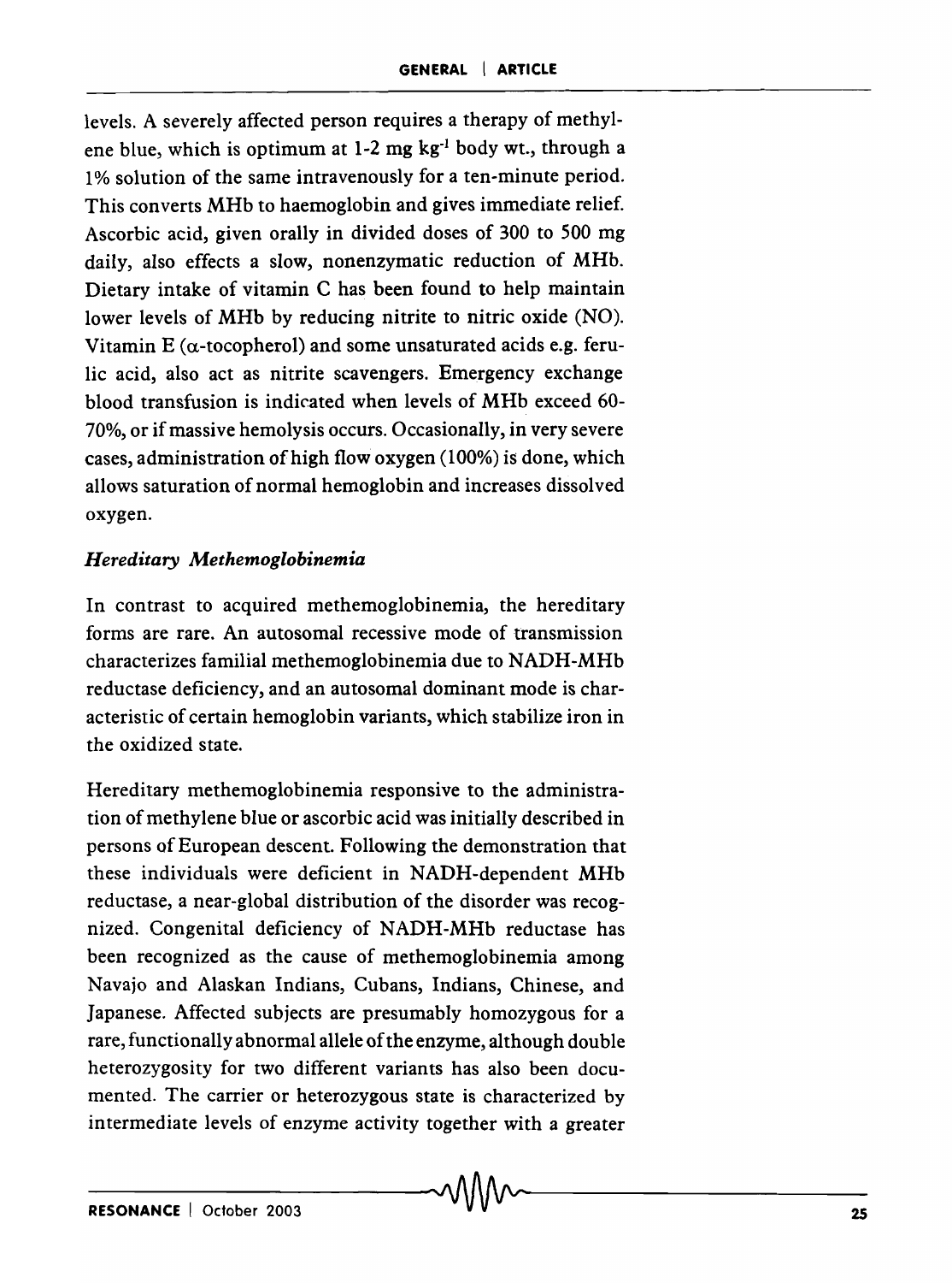levels. A severely affected person requires a therapy of methylene blue, which is optimum at 1-2 mg $kg^{-1}$ body wt., through a 1% solution of the same intravenously for a ten-minute period. This converts MHb to haemoglobin and gives immediate relief. Ascorbic acid, given orally in divided doses of 300 to 500 mg daily, also effects a slow, nonenzymatic reduction of MHb. Dietary intake of vitamin C has been found to help maintain lower levels of MHb by reducing nitrite to nitric oxide (NO). Vitamin E ($\alpha$-tocopherol) and some unsaturated acids e.g. ferulic acid, also act as nitrite scavengers. Emergency exchange blood transfusion is indicated when levels of MHb exceed 60-70%, or if massive hemolysis occurs. Occasionally, in very severe cases, administration of high flow oxygen (100%) is done, which allows saturation of normal hemoglobin and increases dissolved oxygen.

### *Hereditary Methemoglobinemia*

In contrast to acquired methemoglobinemia, the hereditary forms are rare. An autosomal recessive mode of transmission characterizes familial methemoglobinemia due to NADH-MHb reductase deficiency, and an autosomal dominant mode is characteristic of certain hemoglobin variants, which stabilize iron in the oxidized state.

Hereditary methemoglobinemia responsive to the administration of methylene blue or ascorbic acid was initially described in persons of European descent. Following the demonstration that these individuals were deficient in NADH-dependent MHb reductase, a near-global distribution of the disorder was recognized. Congenital deficiency of NADH-MHb reductase has been recognized as the cause of methemoglobinemia among Navajo and Alaskan Indians, Cubans, Indians, Chinese, and Japanese. Affected subjects are presumably homozygous for a rare, functionally abnormal allele of the enzyme, although double heterozygosity for two different variants has also been documented. The carrier or heterozygous state is characterized by intermediate levels of enzyme activity together with a greater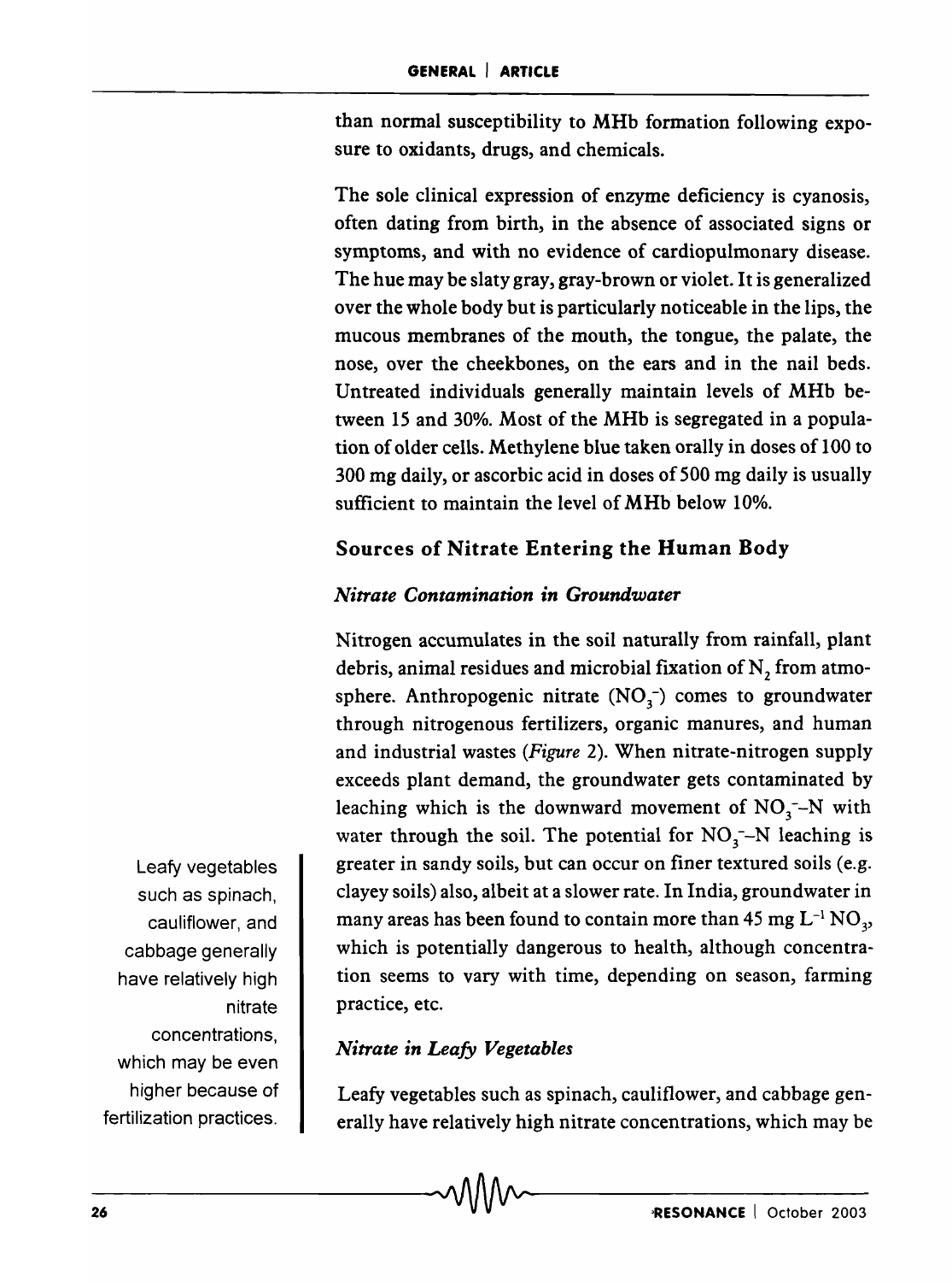than normal susceptibility to MHb formation following exposure to oxidants, drugs, and chemicals.

The sole clinical expression of enzyme deficiency is cyanosis, often dating from birth, in the absence of associated signs or symptoms, and with no evidence of cardiopulmonary disease. The hue may be slaty gray, gray-brown or violet. It is generalized over the whole body but is particularly noticeable in the lips, the mucous membranes of the mouth, the tongue, the palate, the nose, over the cheekbones, on the ears and in the nail beds. Untreated individuals generally maintain levels of MHb between 15 and 30%. Most of the MHb is segregated in a population of older cells. Methylene blue taken orally in doses of 100 to 300 mg daily, or ascorbic acid in doses of 500 mg daily is usually sufficient to maintain the level of MHb below 10%.

## Sources of Nitrate Entering the Human Body

### *Nitrate Contamination in Groundwater*

Nitrogen accumulates in the soil naturally from rainfall, plant debris, animal residues and microbial fixation of $N_2$ from atmosphere. Anthropogenic nitrate ($NO_3^-$) comes to groundwater through nitrogenous fertilizers, organic manures, and human and industrial wastes (*Figure* 2). When nitrate-nitrogen supply exceeds plant demand, the groundwater gets contaminated by leaching which is the downward movement of $NO_3^-$–N with water through the soil. The potential for $NO_3^-$–N leaching is greater in sandy soils, but can occur on finer textured soils (e.g. clayey soils) also, albeit at a slower rate. In India, groundwater in many areas has been found to contain more than 45 mg $L^{-1}$ $NO_3$, which is potentially dangerous to health, although concentration seems to vary with time, depending on season, farming practice, etc.

Leafy vegetables such as spinach, cauliflower, and cabbage generally have relatively high nitrate concentrations, which may be even higher because of fertilization practices.

### *Nitrate in Leafy Vegetables*

Leafy vegetables such as spinach, cauliflower, and cabbage generally have relatively high nitrate concentrations, which may be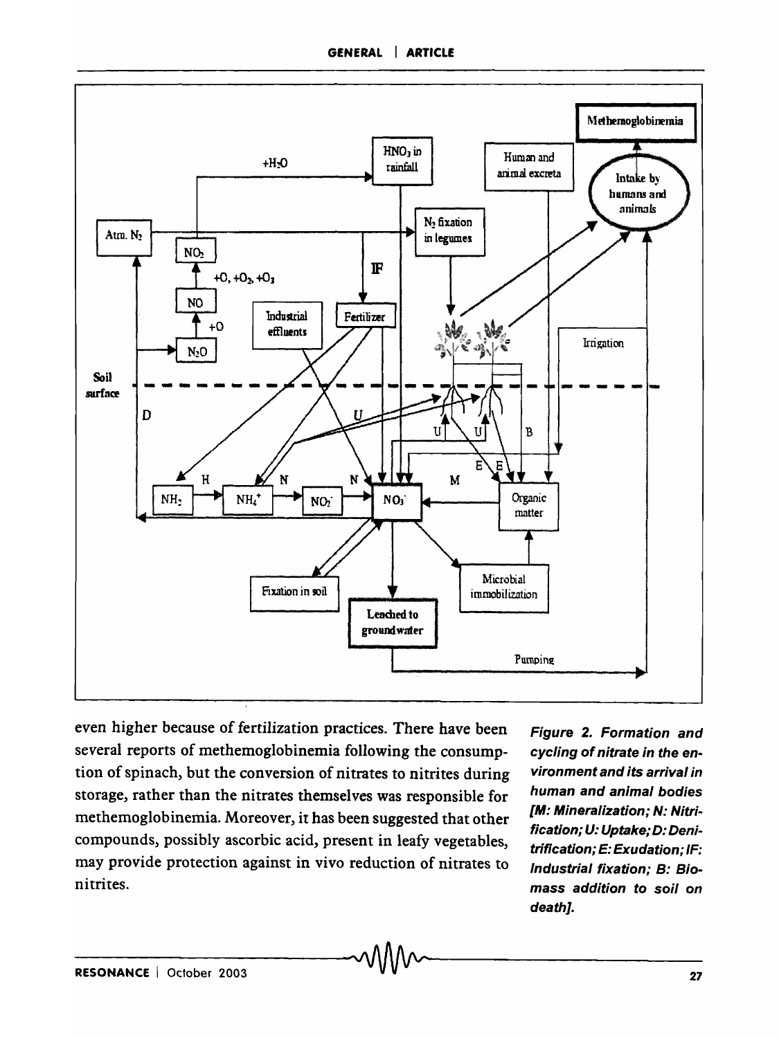even higher because of fertilization practices. There have been several reports of methemoglobinemia following the consumption of spinach, but the conversion of nitrates to nitrites during storage, rather than the nitrates themselves was responsible for methemoglobinemia. Moreover, it has been suggested that other compounds, possibly ascorbic acid, present in leafy vegetables, may provide protection against in vivo reduction of nitrates to nitrites.

***Figure 2. Formation and cycling of nitrate in the environment and its arrival in human and animal bodies [M: Mineralization; N: Nitrification; U: Uptake; D: Denitrification; E: Exudation; IF: Industrial fixation; B: Biomass addition to soil on death].***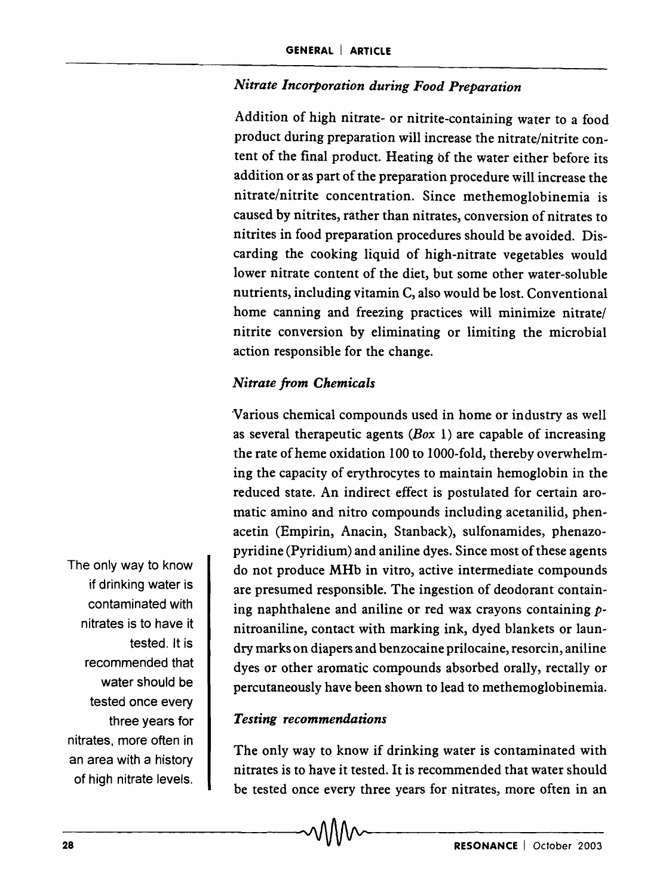### *Nitrate Incorporation during Food Preparation*

Addition of high nitrate- or nitrite-containing water to a food product during preparation will increase the nitrate/nitrite content of the final product. Heating of the water either before its addition or as part of the preparation procedure will increase the nitrate/nitrite concentration. Since methemoglobinemia is caused by nitrites, rather than nitrates, conversion of nitrates to nitrites in food preparation procedures should be avoided. Discarding the cooking liquid of high-nitrate vegetables would lower nitrate content of the diet, but some other water-soluble nutrients, including vitamin C, also would be lost. Conventional home canning and freezing practices will minimize nitrate/nitrite conversion by eliminating or limiting the microbial action responsible for the change.

### *Nitrate from Chemicals*

Various chemical compounds used in home or industry as well as several therapeutic agents (*Box* 1) are capable of increasing the rate of heme oxidation 100 to 1000-fold, thereby overwhelming the capacity of erythrocytes to maintain hemoglobin in the reduced state. An indirect effect is postulated for certain aromatic amino and nitro compounds including acetanilid, phenacetin (Empirin, Anacin, Stanback), sulfonamides, phenazopyridine (Pyridium) and aniline dyes. Since most of these agents do not produce MHb in vitro, active intermediate compounds are presumed responsible. The ingestion of deodorant containing naphthalene and aniline or red wax crayons containing *p*-nitroaniline, contact with marking ink, dyed blankets or laundry marks on diapers and benzocaine prilocaine, resorcin, aniline dyes or other aromatic compounds absorbed orally, rectally or percutaneously have been shown to lead to methemoglobinemia.

> The only way to know if drinking water is contaminated with nitrates is to have it tested. It is recommended that water should be tested once every three years for nitrates, more often in an area with a history of high nitrate levels.

### *Testing recommendations*

The only way to know if drinking water is contaminated with nitrates is to have it tested. It is recommended that water should be tested once every three years for nitrates, more often in an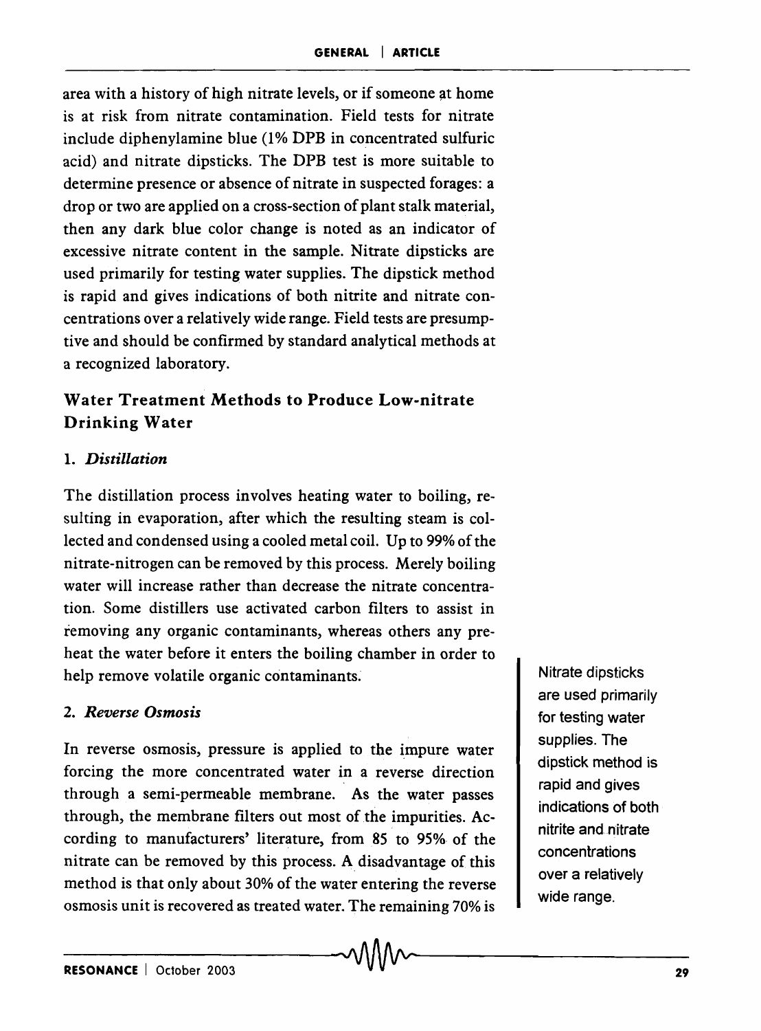area with a history of high nitrate levels, or if someone at home is at risk from nitrate contamination. Field tests for nitrate include diphenylamine blue (1% DPB in concentrated sulfuric acid) and nitrate dipsticks. The DPB test is more suitable to determine presence or absence of nitrate in suspected forages: a drop or two are applied on a cross-section of plant stalk material, then any dark blue color change is noted as an indicator of excessive nitrate content in the sample. Nitrate dipsticks are used primarily for testing water supplies. The dipstick method is rapid and gives indications of both nitrite and nitrate concentrations over a relatively wide range. Field tests are presumptive and should be confirmed by standard analytical methods at a recognized laboratory.

## Water Treatment Methods to Produce Low-nitrate Drinking Water

### 1. *Distillation*

The distillation process involves heating water to boiling, resulting in evaporation, after which the resulting steam is collected and condensed using a cooled metal coil. Up to 99% of the nitrate-nitrogen can be removed by this process. Merely boiling water will increase rather than decrease the nitrate concentration. Some distillers use activated carbon filters to assist in removing any organic contaminants, whereas others any preheat the water before it enters the boiling chamber in order to help remove volatile organic contaminants.

### 2. *Reverse Osmosis*

In reverse osmosis, pressure is applied to the impure water forcing the more concentrated water in a reverse direction through a semi-permeable membrane. As the water passes through, the membrane filters out most of the impurities. According to manufacturers' literature, from 85 to 95% of the nitrate can be removed by this process. A disadvantage of this method is that only about 30% of the water entering the reverse osmosis unit is recovered as treated water. The remaining 70% is

Nitrate dipsticks are used primarily for testing water supplies. The dipstick method is rapid and gives indications of both nitrite and nitrate concentrations over a relatively wide range.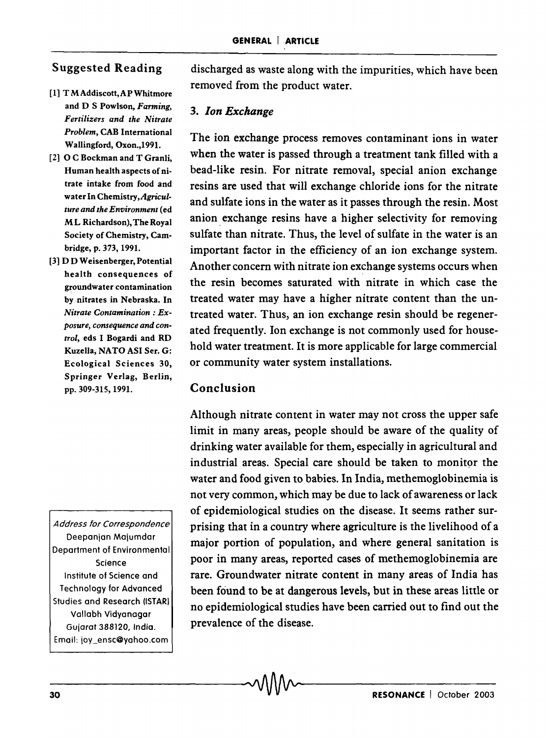discharged as waste along with the impurities, which have been removed from the product water.

### 3. *Ion Exchange*

The ion exchange process removes contaminant ions in water when the water is passed through a treatment tank filled with a bead-like resin. For nitrate removal, special anion exchange resins are used that will exchange chloride ions for the nitrate and sulfate ions in the water as it passes through the resin. Most anion exchange resins have a higher selectivity for removing sulfate than nitrate. Thus, the level of sulfate in the water is an important factor in the efficiency of an ion exchange system. Another concern with nitrate ion exchange systems occurs when the resin becomes saturated with nitrate in which case the treated water may have a higher nitrate content than the untreated water. Thus, an ion exchange resin should be regenerated frequently. Ion exchange is not commonly used for household water treatment. It is more applicable for large commercial or community water system installations.

## Conclusion

Although nitrate content in water may not cross the upper safe limit in many areas, people should be aware of the quality of drinking water available for them, especially in agricultural and industrial areas. Special care should be taken to monitor the water and food given to babies. In India, methemoglobinemia is not very common, which may be due to lack of awareness or lack of epidemiological studies on the disease. It seems rather surprising that in a country where agriculture is the livelihood of a major portion of population, and where general sanitation is poor in many areas, reported cases of methemoglobinemia are rare. Groundwater nitrate content in many areas of India has been found to be at dangerous levels, but in these areas little or no epidemiological studies have been carried out to find out the prevalence of the disease.

## Suggested Reading

[1] T M Addiscott, A P Whitmore and D S Powlson, *Farming, Fertilizers and the Nitrate Problem*, CAB International Wallingford, Oxon.,1991.

[2] O C Bockman and T Granli, Human health aspects of nitrate intake from food and water In Chemistry, *Agriculture and the Environment* (ed M L Richardson), The Royal Society of Chemistry, Cambridge, p. 373, 1991.

[3] D D Weisenberger, Potential health consequences of groundwater contamination by nitrates in Nebraska. In *Nitrate Contamination : Exposure, consequence and control*, eds I Bogardi and RD Kuzella, NATO ASI Ser. G: Ecological Sciences 30, Springer Verlag, Berlin, pp. 309-315, 1991.

*Address for Correspondence*
Deepanjan Majumdar
Department of Environmental Science
Institute of Science and Technology for Advanced Studies and Research (ISTAR)
Vallabh Vidyanagar
Gujarat 388120, India.
Email: joy_ensc@yahoo.com